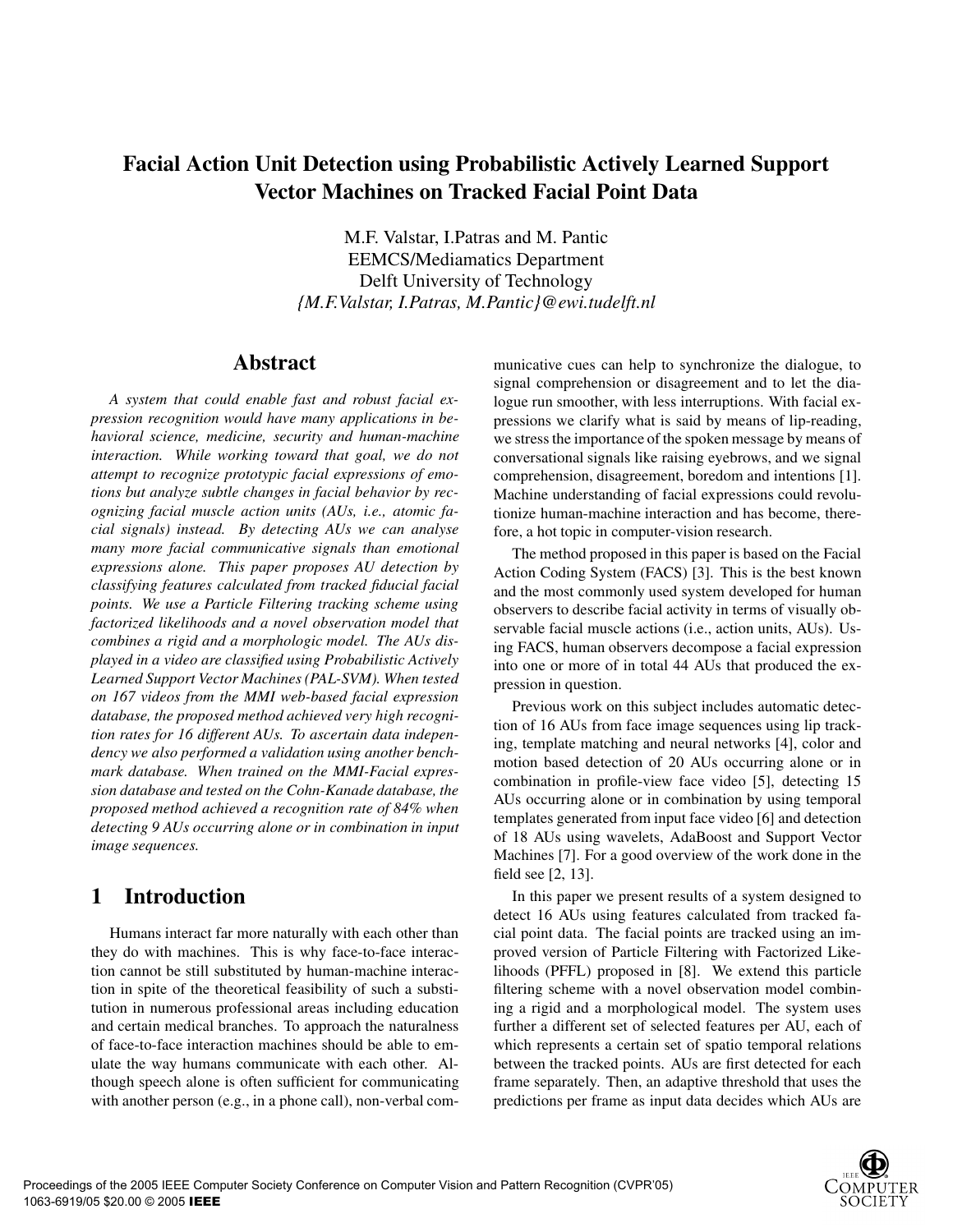# Facial Action Unit Detection using Probabilistic Actively Learned Support Vector Machines on Tracked Facial Point Data

M.F. Valstar, I.Patras and M. Pantic
EEMCS/Mediamatics Department
Delft University of Technology
*{M.F.Valstar, I.Patras, M.Pantic}@ewi.tudelft.nl*

## Abstract

*A system that could enable fast and robust facial expression recognition would have many applications in behavioral science, medicine, security and human-machine interaction. While working toward that goal, we do not attempt to recognize prototypic facial expressions of emotions but analyze subtle changes in facial behavior by recognizing facial muscle action units (AUs, i.e., atomic facial signals) instead. By detecting AUs we can analyse many more facial communicative signals than emotional expressions alone. This paper proposes AU detection by classifying features calculated from tracked fiducial facial points. We use a Particle Filtering tracking scheme using factorized likelihoods and a novel observation model that combines a rigid and a morphologic model. The AUs displayed in a video are classified using Probabilistic Actively Learned Support Vector Machines (PAL-SVM). When tested on 167 videos from the MMI web-based facial expression database, the proposed method achieved very high recognition rates for 16 different AUs. To ascertain data independency we also performed a validation using another benchmark database. When trained on the MMI-Facial expression database and tested on the Cohn-Kanade database, the proposed method achieved a recognition rate of 84% when detecting 9 AUs occurring alone or in combination in input image sequences.*

## 1 Introduction

Humans interact far more naturally with each other than they do with machines. This is why face-to-face interaction cannot be still substituted by human-machine interaction in spite of the theoretical feasibility of such a substitution in numerous professional areas including education and certain medical branches. To approach the naturalness of face-to-face interaction machines should be able to emulate the way humans communicate with each other. Although speech alone is often sufficient for communicating with another person (e.g., in a phone call), non-verbal communicative cues can help to synchronize the dialogue, to signal comprehension or disagreement and to let the dialogue run smoother, with less interruptions. With facial expressions we clarify what is said by means of lip-reading, we stress the importance of the spoken message by means of conversational signals like raising eyebrows, and we signal comprehension, disagreement, boredom and intentions [1]. Machine understanding of facial expressions could revolutionize human-machine interaction and has become, therefore, a hot topic in computer-vision research.

The method proposed in this paper is based on the Facial Action Coding System (FACS) [3]. This is the best known and the most commonly used system developed for human observers to describe facial activity in terms of visually observable facial muscle actions (i.e., action units, AUs). Using FACS, human observers decompose a facial expression into one or more of in total 44 AUs that produced the expression in question.

Previous work on this subject includes automatic detection of 16 AUs from face image sequences using lip tracking, template matching and neural networks [4], color and motion based detection of 20 AUs occurring alone or in combination in profile-view face video [5], detecting 15 AUs occurring alone or in combination by using temporal templates generated from input face video [6] and detection of 18 AUs using wavelets, AdaBoost and Support Vector Machines [7]. For a good overview of the work done in the field see [2, 13].

In this paper we present results of a system designed to detect 16 AUs using features calculated from tracked facial point data. The facial points are tracked using an improved version of Particle Filtering with Factorized Likelihoods (PFFL) proposed in [8]. We extend this particle filtering scheme with a novel observation model combining a rigid and a morphological model. The system uses further a different set of selected features per AU, each of which represents a certain set of spatio temporal relations between the tracked points. AUs are first detected for each frame separately. Then, an adaptive threshold that uses the predictions per frame as input data decides which AUs are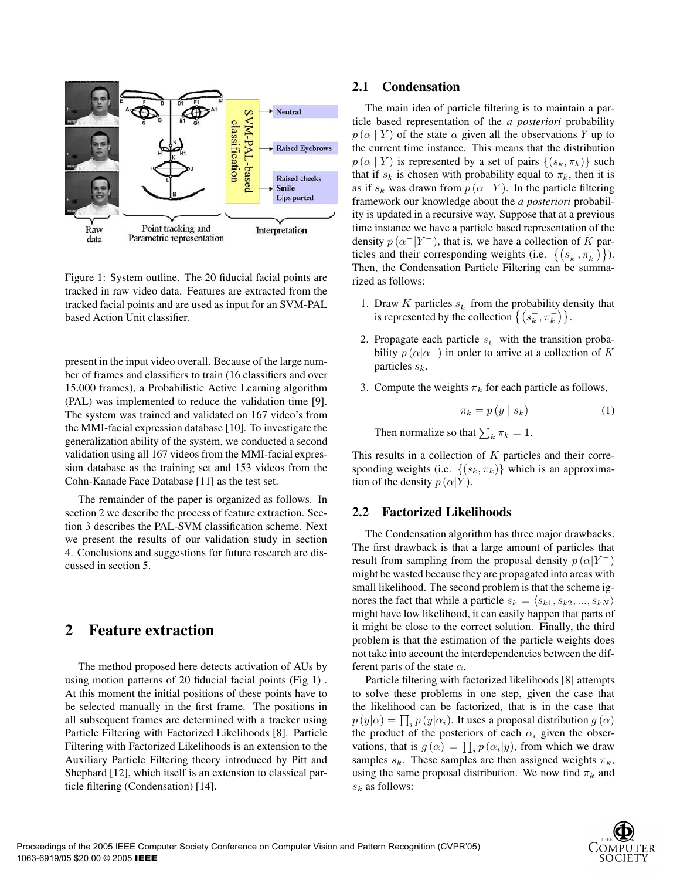Figure 1: System outline. The 20 fiducial facial points are tracked in raw video data. Features are extracted from the tracked facial points and are used as input for an SVM-PAL based Action Unit classifier.

present in the input video overall. Because of the large number of frames and classifiers to train (16 classifiers and over 15.000 frames), a Probabilistic Active Learning algorithm (PAL) was implemented to reduce the validation time [9]. The system was trained and validated on 167 video's from the MMI-facial expression database [10]. To investigate the generalization ability of the system, we conducted a second validation using all 167 videos from the MMI-facial expression database as the training set and 153 videos from the Cohn-Kanade Face Database [11] as the test set.

The remainder of the paper is organized as follows. In section 2 we describe the process of feature extraction. Section 3 describes the PAL-SVM classification scheme. Next we present the results of our validation study in section 4. Conclusions and suggestions for future research are discussed in section 5.

# 2 Feature extraction

The method proposed here detects activation of AUs by using motion patterns of 20 fiducial facial points (Fig 1) . At this moment the initial positions of these points have to be selected manually in the first frame. The positions in all subsequent frames are determined with a tracker using Particle Filtering with Factorized Likelihoods [8]. Particle Filtering with Factorized Likelihoods is an extension to the Auxiliary Particle Filtering theory introduced by Pitt and Shephard [12], which itself is an extension to classical particle filtering (Condensation) [14].

## 2.1 Condensation

The main idea of particle filtering is to maintain a particle based representation of the *a posteriori* probability $p(\alpha \mid Y)$ of the state $\alpha$ given all the observations $Y$ up to the current time instance. This means that the distribution $p(\alpha \mid Y)$ is represented by a set of pairs $\{(s_k, \pi_k)\}$ such that if $s_k$ is chosen with probability equal to $\pi_k$, then it is as if $s_k$ was drawn from $p(\alpha \mid Y)$. In the particle filtering framework our knowledge about the *a posteriori* probability is updated in a recursive way. Suppose that at a previous time instance we have a particle based representation of the density $p(\alpha^- | Y^-)$, that is, we have a collection of $K$ particles and their corresponding weights (i.e. $\{(s_k^-, \pi_k^-)\}$). Then, the Condensation Particle Filtering can be summarized as follows:

1. Draw $K$ particles $s_k^-$ from the probability density that is represented by the collection $\{(s_k^-, \pi_k^-)\}$.

2. Propagate each particle $s_k^-$ with the transition probability $p(\alpha | \alpha^-)$ in order to arrive at a collection of $K$ particles $s_k$.

3. Compute the weights $\pi_k$ for each particle as follows,

$$\pi_k = p(y \mid s_k) \tag{1}$$

Then normalize so that $\sum_k \pi_k = 1$.

This results in a collection of $K$ particles and their corresponding weights (i.e. $\{(s_k, \pi_k)\}$ which is an approximation of the density $p(\alpha | Y)$.

## 2.2 Factorized Likelihoods

The Condensation algorithm has three major drawbacks. The first drawback is that a large amount of particles that result from sampling from the proposal density $p(\alpha | Y^-)$ might be wasted because they are propagated into areas with small likelihood. The second problem is that the scheme ignores the fact that while a particle $s_k = \langle s_{k1}, s_{k2}, ..., s_{kN} \rangle$ might have low likelihood, it can easily happen that parts of it might be close to the correct solution. Finally, the third problem is that the estimation of the particle weights does not take into account the interdependencies between the different parts of the state $\alpha$.

Particle filtering with factorized likelihoods [8] attempts to solve these problems in one step, given the case that the likelihood can be factorized, that is in the case that $p(y|\alpha) = \prod_i p(y|\alpha_i)$. It uses a proposal distribution $g(\alpha)$ the product of the posteriors of each $\alpha_i$ given the observations, that is $g(\alpha) = \prod_i p(\alpha_i|y)$, from which we draw samples $s_k$. These samples are then assigned weights $\pi_k$, using the same proposal distribution. We now find $\pi_k$ and $s_k$ as follows: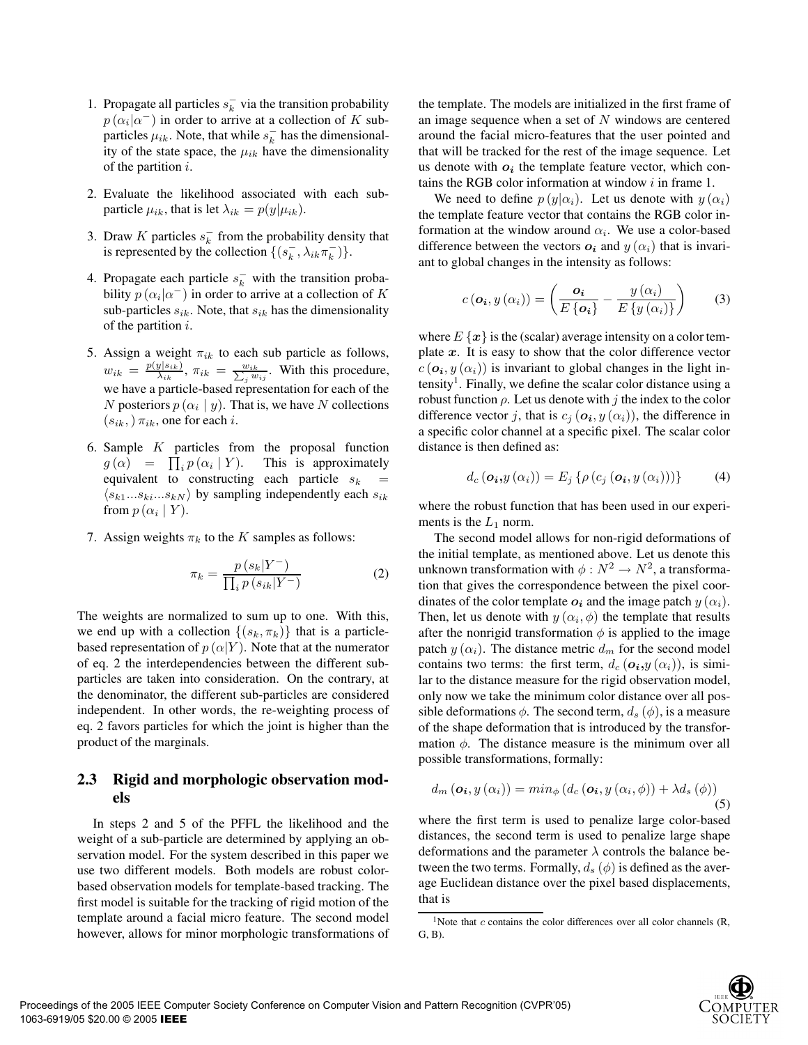1. Propagate all particles $s_k^-$ via the transition probability $p(\alpha_i|\alpha^-)$ in order to arrive at a collection of $K$ sub-particles $\mu_{ik}$. Note, that while $s_k^-$ has the dimensionality of the state space, the $\mu_{ik}$ have the dimensionality of the partition $i$.

2. Evaluate the likelihood associated with each sub-particle $\mu_{ik}$, that is let $\lambda_{ik} = p(y|\mu_{ik})$.

3. Draw $K$ particles $s_k^-$ from the probability density that is represented by the collection $\{(s_k^-, \lambda_{ik}\pi_k^-)\}$.

4. Propagate each particle $s_k^-$ with the transition probability $p(\alpha_i|\alpha^-)$ in order to arrive at a collection of $K$ sub-particles $s_{ik}$. Note, that $s_{ik}$ has the dimensionality of the partition $i$.

5. Assign a weight $\pi_{ik}$ to each sub particle as follows, $w_{ik} = \frac{p(y|s_{ik})}{\lambda_{ik}}$, $\pi_{ik} = \frac{w_{ik}}{\sum_j w_{ij}}$. With this procedure, we have a particle-based representation for each of the $N$ posteriors $p(\alpha_i \mid y)$. That is, we have $N$ collections $(s_{ik},)\, \pi_{ik}$, one for each $i$.

6. Sample $K$ particles from the proposal function $g(\alpha) = \prod_i p(\alpha_i \mid Y)$. This is approximately equivalent to constructing each particle $s_k = \langle s_{k1}...s_{ki}...s_{kN}\rangle$ by sampling independently each $s_{ik}$ from $p(\alpha_i \mid Y)$.

7. Assign weights $\pi_k$ to the $K$ samples as follows:

$$\pi_k = \frac{p(s_k|Y^-)}{\prod_i p(s_{ik}|Y^-)} \tag{2}$$

The weights are normalized to sum up to one. With this, we end up with a collection $\{(s_k, \pi_k)\}$ that is a particle-based representation of $p(\alpha|Y)$. Note that at the numerator of eq. 2 the interdependencies between the different sub-particles are taken into consideration. On the contrary, at the denominator, the different sub-particles are considered independent. In other words, the re-weighting process of eq. 2 favors particles for which the joint is higher than the product of the marginals.

## 2.3 Rigid and morphologic observation models

In steps 2 and 5 of the PFFL the likelihood and the weight of a sub-particle are determined by applying an observation model. For the system described in this paper we use two different models. Both models are robust color-based observation models for template-based tracking. The first model is suitable for the tracking of rigid motion of the template around a facial micro feature. The second model however, allows for minor morphologic transformations of the template. The models are initialized in the first frame of an image sequence when a set of $N$ windows are centered around the facial micro-features that the user pointed and that will be tracked for the rest of the image sequence. Let us denote with $\boldsymbol{o_i}$ the template feature vector, which contains the RGB color information at window $i$ in frame 1.

We need to define $p(y|\alpha_i)$. Let us denote with $y(\alpha_i)$ the template feature vector that contains the RGB color information at the window around $\alpha_i$. We use a color-based difference between the vectors $\boldsymbol{o_i}$ and $y(\alpha_i)$ that is invariant to global changes in the intensity as follows:

$$c(\boldsymbol{o_i}, y(\alpha_i)) = \left(\frac{\boldsymbol{o_i}}{E\{\boldsymbol{o_i}\}} - \frac{y(\alpha_i)}{E\{y(\alpha_i)\}}\right) \tag{3}$$

where $E\{\boldsymbol{x}\}$ is the (scalar) average intensity on a color template $\boldsymbol{x}$. It is easy to show that the color difference vector $c(\boldsymbol{o_i}, y(\alpha_i))$ is invariant to global changes in the light intensity[1]. Finally, we define the scalar color distance using a robust function $\rho$. Let us denote with $j$ the index to the color difference vector $j$, that is $c_j(\boldsymbol{o_i}, y(\alpha_i))$, the difference in a specific color channel at a specific pixel. The scalar color distance is then defined as:

$$d_c(\boldsymbol{o_i}, y(\alpha_i)) = E_j\{\rho(c_j(\boldsymbol{o_i}, y(\alpha_i)))\} \tag{4}$$

where the robust function that has been used in our experiments is the $L_1$ norm.

The second model allows for non-rigid deformations of the initial template, as mentioned above. Let us denote this unknown transformation with $\phi : N^2 \to N^2$, a transformation that gives the correspondence between the pixel coordinates of the color template $\boldsymbol{o_i}$ and the image patch $y(\alpha_i)$. Then, let us denote with $y(\alpha_i, \phi)$ the template that results after the nonrigid transformation $\phi$ is applied to the image patch $y(\alpha_i)$. The distance metric $d_m$ for the second model contains two terms: the first term, $d_c(\boldsymbol{o_i}, y(\alpha_i))$, is similar to the distance measure for the rigid observation model, only now we take the minimum color distance over all possible deformations $\phi$. The second term, $d_s(\phi)$, is a measure of the shape deformation that is introduced by the transformation $\phi$. The distance measure is the minimum over all possible transformations, formally:

$$d_m(\boldsymbol{o_i}, y(\alpha_i)) = min_\phi\left(d_c(\boldsymbol{o_i}, y(\alpha_i, \phi)) + \lambda d_s(\phi)\right) \tag{5}$$

where the first term is used to penalize large color-based distances, the second term is used to penalize large shape deformations and the parameter $\lambda$ controls the balance between the two terms. Formally, $d_s(\phi)$ is defined as the average Euclidean distance over the pixel based displacements, that is

[1] Note that $c$ contains the color differences over all color channels (R, G, B).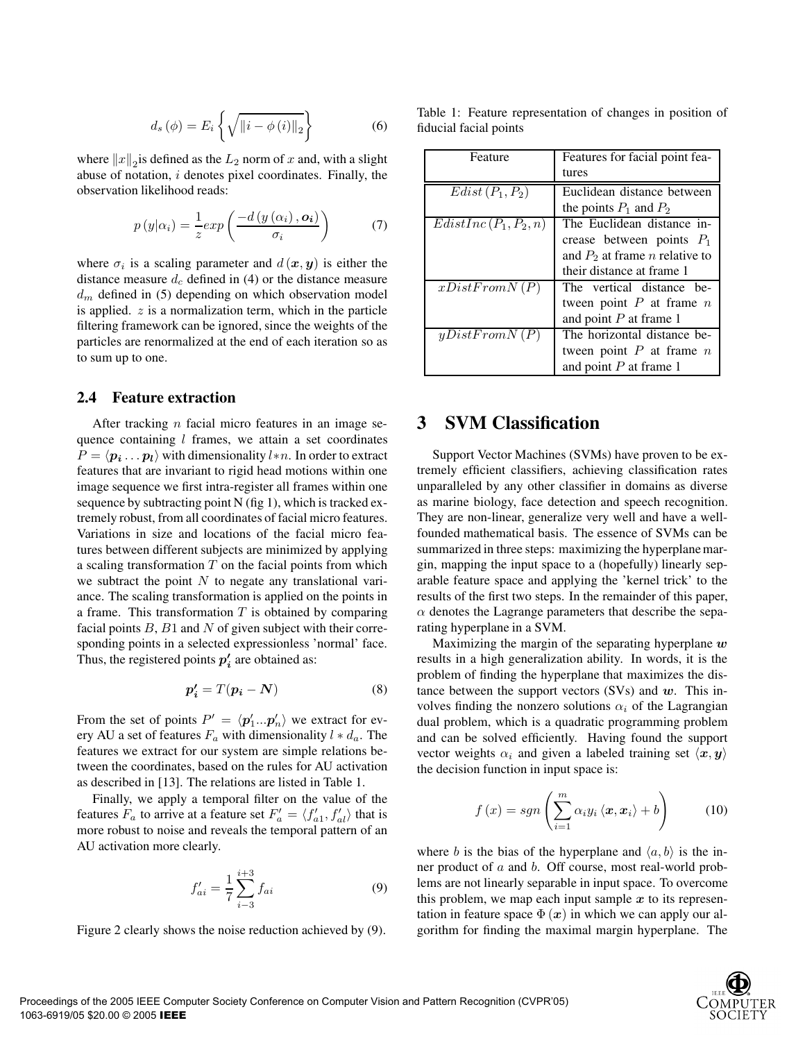$$d_s(\phi) = E_i \left\{ \sqrt{\|i - \phi(i)\|_2} \right\} \tag{6}$$

where $\|x\|_2$is defined as the $L_2$ norm of $x$ and, with a slight abuse of notation, $i$ denotes pixel coordinates. Finally, the observation likelihood reads:

$$p(y|\alpha_i) = \frac{1}{z} exp\left( \frac{-d(y(\alpha_i), \boldsymbol{o_i})}{\sigma_i} \right) \tag{7}$$

where $\sigma_i$ is a scaling parameter and $d(\boldsymbol{x}, \boldsymbol{y})$ is either the distance measure $d_c$ defined in (4) or the distance measure $d_m$ defined in (5) depending on which observation model is applied. $z$ is a normalization term, which in the particle filtering framework can be ignored, since the weights of the particles are renormalized at the end of each iteration so as to sum up to one.

### 2.4 Feature extraction

After tracking $n$ facial micro features in an image sequence containing $l$ frames, we attain a set coordinates $P = \langle \boldsymbol{p_i} \ldots \boldsymbol{p_l} \rangle$ with dimensionality $l * n$. In order to extract features that are invariant to rigid head motions within one image sequence we first intra-register all frames within one sequence by subtracting point N (fig 1), which is tracked extremely robust, from all coordinates of facial micro features. Variations in size and locations of the facial micro features between different subjects are minimized by applying a scaling transformation $T$ on the facial points from which we subtract the point $N$ to negate any translational variance. The scaling transformation is applied on the points in a frame. This transformation $T$ is obtained by comparing facial points $B$, $B1$ and $N$ of given subject with their corresponding points in a selected expressionless 'normal' face. Thus, the registered points $\boldsymbol{p_i'}$ are obtained as:

$$\boldsymbol{p_i'} = T(\boldsymbol{p_i} - \boldsymbol{N}) \tag{8}$$

From the set of points $P' = \langle \boldsymbol{p_1'} \ldots \boldsymbol{p_n'} \rangle$ we extract for every AU a set of features $F_a$ with dimensionality $l * d_a$. The features we extract for our system are simple relations between the coordinates, based on the rules for AU activation as described in [13]. The relations are listed in Table 1.

Finally, we apply a temporal filter on the value of the features $F_a$ to arrive at a feature set $F_a' = \langle f_{a1}', f_{al}' \rangle$ that is more robust to noise and reveals the temporal pattern of an AU activation more clearly.

$$f_{ai}' = \frac{1}{7} \sum_{i-3}^{i+3} f_{ai} \tag{9}$$

Figure 2 clearly shows the noise reduction achieved by (9).

Table 1: Feature representation of changes in position of fiducial facial points

| Feature | Features for facial point features |
|---|---|
| $Edist(P_1, P_2)$ | Euclidean distance between the points $P_1$ and $P_2$ |
| $EdistInc(P_1, P_2, n)$ | The Euclidean distance increase between points $P_1$ and $P_2$ at frame $n$ relative to their distance at frame 1 |
| $xDistFromN(P)$ | The vertical distance between point $P$ at frame $n$ and point $P$ at frame 1 |
| $yDistFromN(P)$ | The horizontal distance between point $P$ at frame $n$ and point $P$ at frame 1 |

## 3 SVM Classification

Support Vector Machines (SVMs) have proven to be extremely efficient classifiers, achieving classification rates unparalleled by any other classifier in domains as diverse as marine biology, face detection and speech recognition. They are non-linear, generalize very well and have a well-founded mathematical basis. The essence of SVMs can be summarized in three steps: maximizing the hyperplane margin, mapping the input space to a (hopefully) linearly separable feature space and applying the 'kernel trick' to the results of the first two steps. In the remainder of this paper, $\alpha$ denotes the Lagrange parameters that describe the separating hyperplane in a SVM.

Maximizing the margin of the separating hyperplane $\boldsymbol{w}$ results in a high generalization ability. In words, it is the problem of finding the hyperplane that maximizes the distance between the support vectors (SVs) and $\boldsymbol{w}$. This involves finding the nonzero solutions $\alpha_i$ of the Lagrangian dual problem, which is a quadratic programming problem and can be solved efficiently. Having found the support vector weights $\alpha_i$ and given a labeled training set $\langle \boldsymbol{x}, \boldsymbol{y} \rangle$ the decision function in input space is:

$$f(x) = sgn\left( \sum_{i=1}^{m} \alpha_i y_i \langle \boldsymbol{x}, \boldsymbol{x_i} \rangle + b \right) \tag{10}$$

where $b$ is the bias of the hyperplane and $\langle a, b \rangle$ is the inner product of $a$ and $b$. Off course, most real-world problems are not linearly separable in input space. To overcome this problem, we map each input sample $\boldsymbol{x}$ to its representation in feature space $\Phi(\boldsymbol{x})$ in which we can apply our algorithm for finding the maximal margin hyperplane. The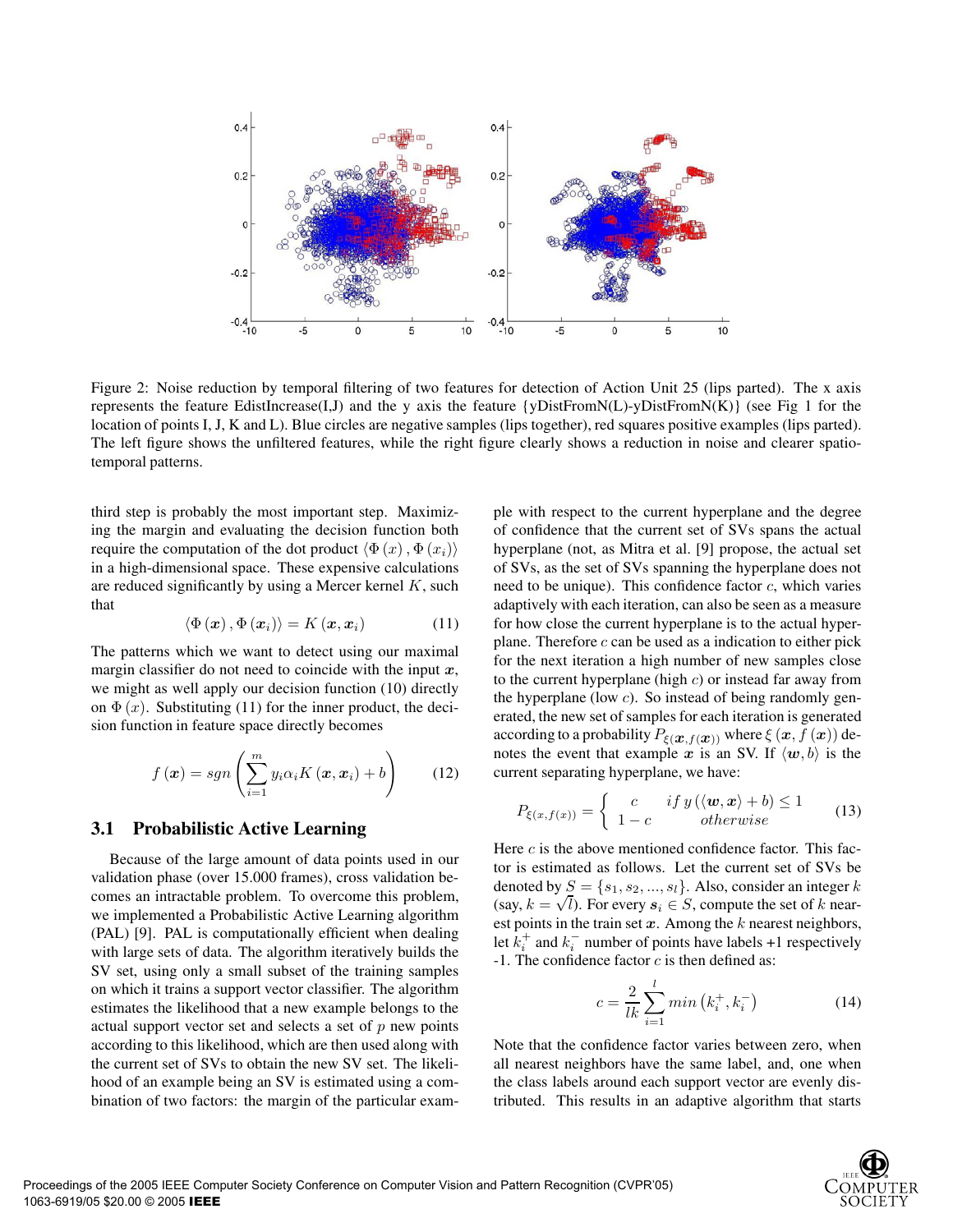Figure 2: Noise reduction by temporal filtering of two features for detection of Action Unit 25 (lips parted). The x axis represents the feature EdistIncrease(I,J) and the y axis the feature {yDistFromN(L)-yDistFromN(K)} (see Fig 1 for the location of points I, J, K and L). Blue circles are negative samples (lips together), red squares positive examples (lips parted). The left figure shows the unfiltered features, while the right figure clearly shows a reduction in noise and clearer spatio-temporal patterns.

third step is probably the most important step. Maximizing the margin and evaluating the decision function both require the computation of the dot product $\langle \Phi(x), \Phi(x_i) \rangle$ in a high-dimensional space. These expensive calculations are reduced significantly by using a Mercer kernel $K$, such that

$$\langle \Phi(\boldsymbol{x}), \Phi(\boldsymbol{x}_i) \rangle = K(\boldsymbol{x}, \boldsymbol{x}_i) \tag{11}$$

The patterns which we want to detect using our maximal margin classifier do not need to coincide with the input $\boldsymbol{x}$, we might as well apply our decision function (10) directly on $\Phi(x)$. Substituting (11) for the inner product, the decision function in feature space directly becomes

$$f(\boldsymbol{x}) = sgn\left(\sum_{i=1}^{m} y_i \alpha_i K(\boldsymbol{x}, \boldsymbol{x}_i) + b\right) \tag{12}$$

### 3.1 Probabilistic Active Learning

Because of the large amount of data points used in our validation phase (over 15.000 frames), cross validation becomes an intractable problem. To overcome this problem, we implemented a Probabilistic Active Learning algorithm (PAL) [9]. PAL is computationally efficient when dealing with large sets of data. The algorithm iteratively builds the SV set, using only a small subset of the training samples on which it trains a support vector classifier. The algorithm estimates the likelihood that a new example belongs to the actual support vector set and selects a set of $p$ new points according to this likelihood, which are then used along with the current set of SVs to obtain the new SV set. The likelihood of an example being an SV is estimated using a combination of two factors: the margin of the particular example with respect to the current hyperplane and the degree of confidence that the current set of SVs spans the actual hyperplane (not, as Mitra et al. [9] propose, the actual set of SVs, as the set of SVs spanning the hyperplane does not need to be unique). This confidence factor $c$, which varies adaptively with each iteration, can also be seen as a measure for how close the current hyperplane is to the actual hyperplane. Therefore $c$ can be used as a indication to either pick for the next iteration a high number of new samples close to the current hyperplane (high $c$) or instead far away from the hyperplane (low $c$). So instead of being randomly generated, the new set of samples for each iteration is generated according to a probability $P_{\xi(\boldsymbol{x}, f(\boldsymbol{x}))}$ where $\xi(\boldsymbol{x}, f(\boldsymbol{x}))$ denotes the event that example $\boldsymbol{x}$ is an SV. If $\langle \boldsymbol{w}, b \rangle$ is the current separating hyperplane, we have:

$$P_{\xi(x, f(x))} = \begin{cases} c & if\ y(\langle \boldsymbol{w}, \boldsymbol{x} \rangle + b) \leq 1 \\ 1 - c & otherwise \end{cases} \tag{13}$$

Here $c$ is the above mentioned confidence factor. This factor is estimated as follows. Let the current set of SVs be denoted by $S = \{s_1, s_2, ..., s_l\}$. Also, consider an integer $k$ (say, $k = \sqrt{l}$). For every $\boldsymbol{s}_i \in S$, compute the set of $k$ nearest points in the train set $\boldsymbol{x}$. Among the $k$ nearest neighbors, let $k_i^+$ and $k_i^-$ number of points have labels +1 respectively -1. The confidence factor $c$ is then defined as:

$$c = \frac{2}{lk} \sum_{i=1}^{l} min\left(k_i^+, k_i^-\right) \tag{14}$$

Note that the confidence factor varies between zero, when all nearest neighbors have the same label, and, one when the class labels around each support vector are evenly distributed. This results in an adaptive algorithm that starts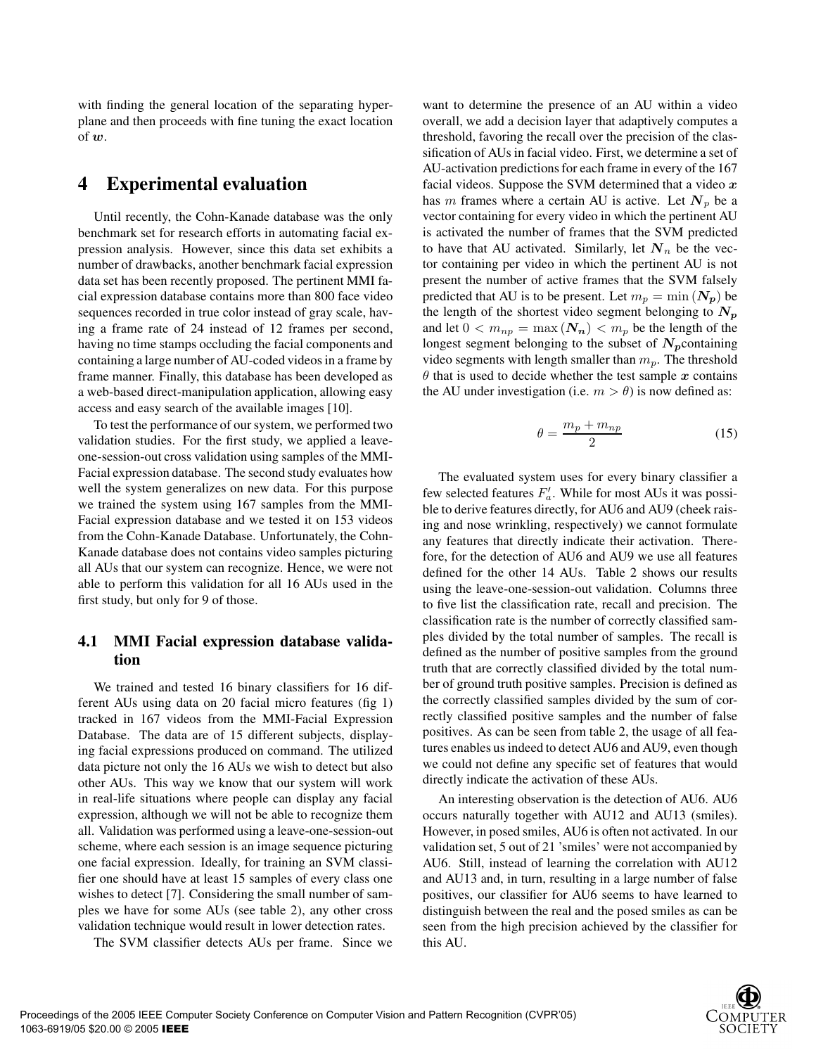with finding the general location of the separating hyperplane and then proceeds with fine tuning the exact location of $\boldsymbol{w}$.

# 4 Experimental evaluation

Until recently, the Cohn-Kanade database was the only benchmark set for research efforts in automating facial expression analysis. However, since this data set exhibits a number of drawbacks, another benchmark facial expression data set has been recently proposed. The pertinent MMI facial expression database contains more than 800 face video sequences recorded in true color instead of gray scale, having a frame rate of 24 instead of 12 frames per second, having no time stamps occluding the facial components and containing a large number of AU-coded videos in a frame by frame manner. Finally, this database has been developed as a web-based direct-manipulation application, allowing easy access and easy search of the available images [10].

To test the performance of our system, we performed two validation studies. For the first study, we applied a leave-one-session-out cross validation using samples of the MMI-Facial expression database. The second study evaluates how well the system generalizes on new data. For this purpose we trained the system using 167 samples from the MMI-Facial expression database and we tested it on 153 videos from the Cohn-Kanade Database. Unfortunately, the Cohn-Kanade database does not contains video samples picturing all AUs that our system can recognize. Hence, we were not able to perform this validation for all 16 AUs used in the first study, but only for 9 of those.

## 4.1 MMI Facial expression database validation

We trained and tested 16 binary classifiers for 16 different AUs using data on 20 facial micro features (fig 1) tracked in 167 videos from the MMI-Facial Expression Database. The data are of 15 different subjects, displaying facial expressions produced on command. The utilized data picture not only the 16 AUs we wish to detect but also other AUs. This way we know that our system will work in real-life situations where people can display any facial expression, although we will not be able to recognize them all. Validation was performed using a leave-one-session-out scheme, where each session is an image sequence picturing one facial expression. Ideally, for training an SVM classifier one should have at least 15 samples of every class one wishes to detect [7]. Considering the small number of samples we have for some AUs (see table 2), any other cross validation technique would result in lower detection rates.

The SVM classifier detects AUs per frame. Since we want to determine the presence of an AU within a video overall, we add a decision layer that adaptively computes a threshold, favoring the recall over the precision of the classification of AUs in facial video. First, we determine a set of AU-activation predictions for each frame in every of the 167 facial videos. Suppose the SVM determined that a video $\boldsymbol{x}$ has $m$ frames where a certain AU is active. Let $\boldsymbol{N}_p$ be a vector containing for every video in which the pertinent AU is activated the number of frames that the SVM predicted to have that AU activated. Similarly, let $\boldsymbol{N}_n$ be the vector containing per video in which the pertinent AU is not present the number of active frames that the SVM falsely predicted that AU is to be present. Let $m_p = \min(\boldsymbol{N_p})$ be the length of the shortest video segment belonging to $\boldsymbol{N_p}$ and let $0 < m_{np} = \max(\boldsymbol{N_n}) < m_p$ be the length of the longest segment belonging to the subset of $\boldsymbol{N_p}$containing video segments with length smaller than $m_p$. The threshold $\theta$ that is used to decide whether the test sample $\boldsymbol{x}$ contains the AU under investigation (i.e. $m > \theta$) is now defined as:

$$\theta = \frac{m_p + m_{np}}{2} \tag{15}$$

The evaluated system uses for every binary classifier a few selected features $F'_a$. While for most AUs it was possible to derive features directly, for AU6 and AU9 (cheek raising and nose wrinkling, respectively) we cannot formulate any features that directly indicate their activation. Therefore, for the detection of AU6 and AU9 we use all features defined for the other 14 AUs. Table 2 shows our results using the leave-one-session-out validation. Columns three to five list the classification rate, recall and precision. The classification rate is the number of correctly classified samples divided by the total number of samples. The recall is defined as the number of positive samples from the ground truth that are correctly classified divided by the total number of ground truth positive samples. Precision is defined as the correctly classified samples divided by the sum of correctly classified positive samples and the number of false positives. As can be seen from table 2, the usage of all features enables us indeed to detect AU6 and AU9, even though we could not define any specific set of features that would directly indicate the activation of these AUs.

An interesting observation is the detection of AU6. AU6 occurs naturally together with AU12 and AU13 (smiles). However, in posed smiles, AU6 is often not activated. In our validation set, 5 out of 21 'smiles' were not accompanied by AU6. Still, instead of learning the correlation with AU12 and AU13 and, in turn, resulting in a large number of false positives, our classifier for AU6 seems to have learned to distinguish between the real and the posed smiles as can be seen from the high precision achieved by the classifier for this AU.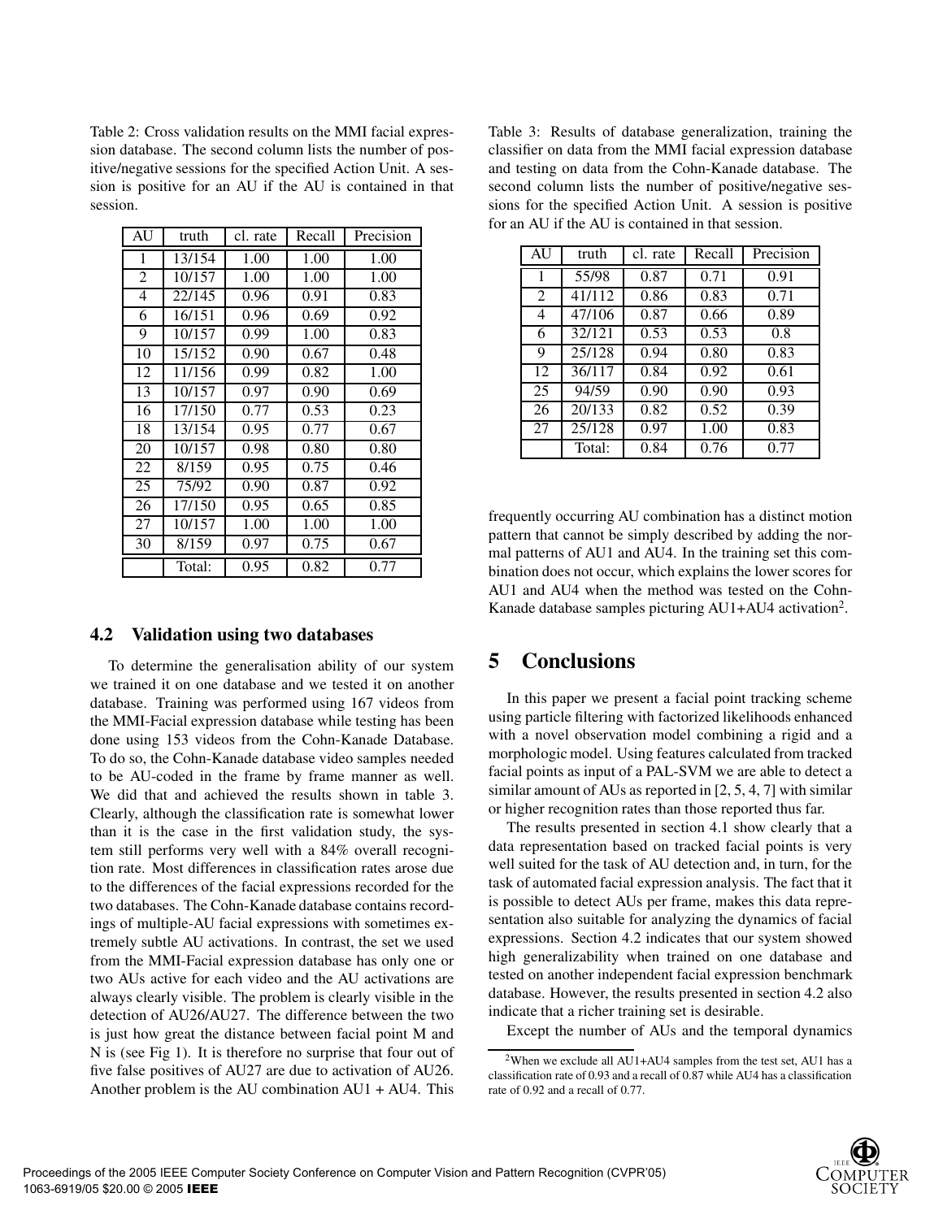Table 2: Cross validation results on the MMI facial expression database. The second column lists the number of positive/negative sessions for the specified Action Unit. A session is positive for an AU if the AU is contained in that session.

| AU | truth | cl. rate | Recall | Precision |
|---|---|---|---|---|
| 1 | 13/154 | 1.00 | 1.00 | 1.00 |
| 2 | 10/157 | 1.00 | 1.00 | 1.00 |
| 4 | 22/145 | 0.96 | 0.91 | 0.83 |
| 6 | 16/151 | 0.96 | 0.69 | 0.92 |
| 9 | 10/157 | 0.99 | 1.00 | 0.83 |
| 10 | 15/152 | 0.90 | 0.67 | 0.48 |
| 12 | 11/156 | 0.99 | 0.82 | 1.00 |
| 13 | 10/157 | 0.97 | 0.90 | 0.69 |
| 16 | 17/150 | 0.77 | 0.53 | 0.23 |
| 18 | 13/154 | 0.95 | 0.77 | 0.67 |
| 20 | 10/157 | 0.98 | 0.80 | 0.80 |
| 22 | 8/159 | 0.95 | 0.75 | 0.46 |
| 25 | 75/92 | 0.90 | 0.87 | 0.92 |
| 26 | 17/150 | 0.95 | 0.65 | 0.85 |
| 27 | 10/157 | 1.00 | 1.00 | 1.00 |
| 30 | 8/159 | 0.97 | 0.75 | 0.67 |
| | Total: | 0.95 | 0.82 | 0.77 |

### 4.2 Validation using two databases

To determine the generalisation ability of our system we trained it on one database and we tested it on another database. Training was performed using 167 videos from the MMI-Facial expression database while testing has been done using 153 videos from the Cohn-Kanade Database. To do so, the Cohn-Kanade database video samples needed to be AU-coded in the frame by frame manner as well. We did that and achieved the results shown in table 3. Clearly, although the classification rate is somewhat lower than it is the case in the first validation study, the system still performs very well with a 84% overall recognition rate. Most differences in classification rates arose due to the differences of the facial expressions recorded for the two databases. The Cohn-Kanade database contains recordings of multiple-AU facial expressions with sometimes extremely subtle AU activations. In contrast, the set we used from the MMI-Facial expression database has only one or two AUs active for each video and the AU activations are always clearly visible. The problem is clearly visible in the detection of AU26/AU27. The difference between the two is just how great the distance between facial point M and N is (see Fig 1). It is therefore no surprise that four out of five false positives of AU27 are due to activation of AU26. Another problem is the AU combination AU1 + AU4. This frequently occurring AU combination has a distinct motion pattern that cannot be simply described by adding the normal patterns of AU1 and AU4. In the training set this combination does not occur, which explains the lower scores for AU1 and AU4 when the method was tested on the Cohn-Kanade database samples picturing AU1+AU4 activation[2].

Table 3: Results of database generalization, training the classifier on data from the MMI facial expression database and testing on data from the Cohn-Kanade database. The second column lists the number of positive/negative sessions for the specified Action Unit. A session is positive for an AU if the AU is contained in that session.

| AU | truth | cl. rate | Recall | Precision |
|---|---|---|---|---|
| 1 | 55/98 | 0.87 | 0.71 | 0.91 |
| 2 | 41/112 | 0.86 | 0.83 | 0.71 |
| 4 | 47/106 | 0.87 | 0.66 | 0.89 |
| 6 | 32/121 | 0.53 | 0.53 | 0.8 |
| 9 | 25/128 | 0.94 | 0.80 | 0.83 |
| 12 | 36/117 | 0.84 | 0.92 | 0.61 |
| 25 | 94/59 | 0.90 | 0.90 | 0.93 |
| 26 | 20/133 | 0.82 | 0.52 | 0.39 |
| 27 | 25/128 | 0.97 | 1.00 | 0.83 |
| | Total: | 0.84 | 0.76 | 0.77 |

## 5 Conclusions

In this paper we present a facial point tracking scheme using particle filtering with factorized likelihoods enhanced with a novel observation model combining a rigid and a morphologic model. Using features calculated from tracked facial points as input of a PAL-SVM we are able to detect a similar amount of AUs as reported in [2, 5, 4, 7] with similar or higher recognition rates than those reported thus far.

The results presented in section 4.1 show clearly that a data representation based on tracked facial points is very well suited for the task of AU detection and, in turn, for the task of automated facial expression analysis. The fact that it is possible to detect AUs per frame, makes this data representation also suitable for analyzing the dynamics of facial expressions. Section 4.2 indicates that our system showed high generalizability when trained on one database and tested on another independent facial expression benchmark database. However, the results presented in section 4.2 also indicate that a richer training set is desirable.

Except the number of AUs and the temporal dynamics

[2] When we exclude all AU1+AU4 samples from the test set, AU1 has a classification rate of 0.93 and a recall of 0.87 while AU4 has a classification rate of 0.92 and a recall of 0.77.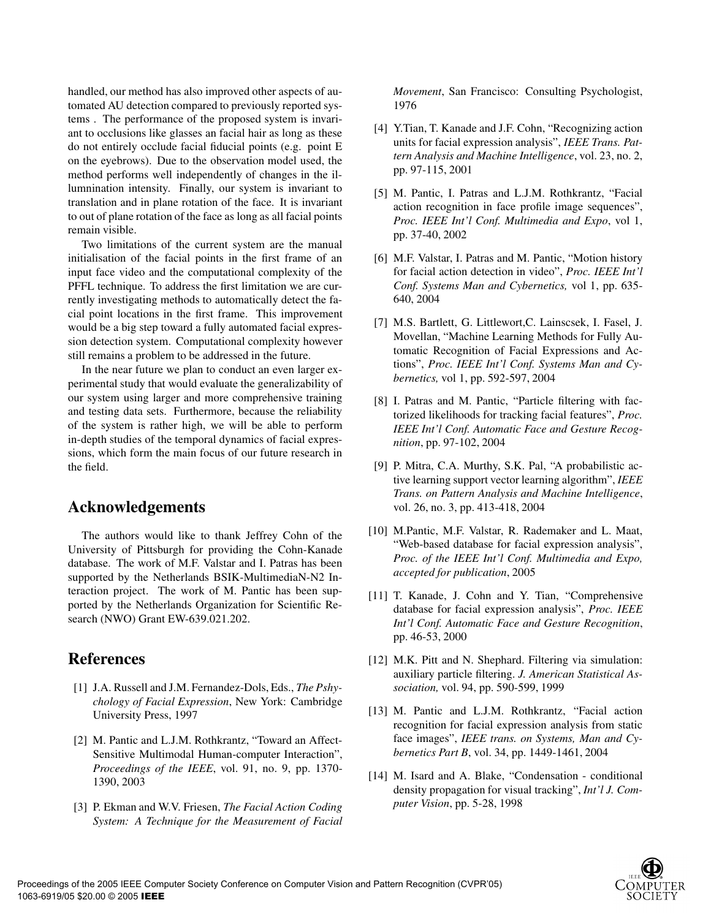handled, our method has also improved other aspects of automated AU detection compared to previously reported systems . The performance of the proposed system is invariant to occlusions like glasses an facial hair as long as these do not entirely occlude facial fiducial points (e.g. point E on the eyebrows). Due to the observation model used, the method performs well independently of changes in the illumnination intensity. Finally, our system is invariant to translation and in plane rotation of the face. It is invariant to out of plane rotation of the face as long as all facial points remain visible.

Two limitations of the current system are the manual initialisation of the facial points in the first frame of an input face video and the computational complexity of the PFFL technique. To address the first limitation we are currently investigating methods to automatically detect the facial point locations in the first frame. This improvement would be a big step toward a fully automated facial expression detection system. Computational complexity however still remains a problem to be addressed in the future.

In the near future we plan to conduct an even larger experimental study that would evaluate the generalizability of our system using larger and more comprehensive training and testing data sets. Furthermore, because the reliability of the system is rather high, we will be able to perform in-depth studies of the temporal dynamics of facial expressions, which form the main focus of our future research in the field.

## Acknowledgements

The authors would like to thank Jeffrey Cohn of the University of Pittsburgh for providing the Cohn-Kanade database. The work of M.F. Valstar and I. Patras has been supported by the Netherlands BSIK-MultimediaN-N2 Interaction project. The work of M. Pantic has been supported by the Netherlands Organization for Scientific Research (NWO) Grant EW-639.021.202.

## References

[1] J.A. Russell and J.M. Fernandez-Dols, Eds., *The Pshychology of Facial Expression*, New York: Cambridge University Press, 1997

[2] M. Pantic and L.J.M. Rothkrantz, "Toward an Affect-Sensitive Multimodal Human-computer Interaction", *Proceedings of the IEEE*, vol. 91, no. 9, pp. 1370-1390, 2003

[3] P. Ekman and W.V. Friesen, *The Facial Action Coding System: A Technique for the Measurement of Facial Movement*, San Francisco: Consulting Psychologist, 1976

[4] Y.Tian, T. Kanade and J.F. Cohn, "Recognizing action units for facial expression analysis", *IEEE Trans. Pattern Analysis and Machine Intelligence*, vol. 23, no. 2, pp. 97-115, 2001

[5] M. Pantic, I. Patras and L.J.M. Rothkrantz, "Facial action recognition in face profile image sequences", *Proc. IEEE Int'l Conf. Multimedia and Expo*, vol 1, pp. 37-40, 2002

[6] M.F. Valstar, I. Patras and M. Pantic, "Motion history for facial action detection in video", *Proc. IEEE Int'l Conf. Systems Man and Cybernetics,* vol 1, pp. 635-640, 2004

[7] M.S. Bartlett, G. Littlewort,C. Lainscsek, I. Fasel, J. Movellan, "Machine Learning Methods for Fully Automatic Recognition of Facial Expressions and Actions", *Proc. IEEE Int'l Conf. Systems Man and Cybernetics,* vol 1, pp. 592-597, 2004

[8] I. Patras and M. Pantic, "Particle filtering with factorized likelihoods for tracking facial features", *Proc. IEEE Int'l Conf. Automatic Face and Gesture Recognition*, pp. 97-102, 2004

[9] P. Mitra, C.A. Murthy, S.K. Pal, "A probabilistic active learning support vector learning algorithm", *IEEE Trans. on Pattern Analysis and Machine Intelligence*, vol. 26, no. 3, pp. 413-418, 2004

[10] M.Pantic, M.F. Valstar, R. Rademaker and L. Maat, "Web-based database for facial expression analysis", *Proc. of the IEEE Int'l Conf. Multimedia and Expo, accepted for publication*, 2005

[11] T. Kanade, J. Cohn and Y. Tian, "Comprehensive database for facial expression analysis", *Proc. IEEE Int'l Conf. Automatic Face and Gesture Recognition*, pp. 46-53, 2000

[12] M.K. Pitt and N. Shephard. Filtering via simulation: auxiliary particle filtering. *J. American Statistical Association,* vol. 94, pp. 590-599, 1999

[13] M. Pantic and L.J.M. Rothkrantz, "Facial action recognition for facial expression analysis from static face images", *IEEE trans. on Systems, Man and Cybernetics Part B*, vol. 34, pp. 1449-1461, 2004

[14] M. Isard and A. Blake, "Condensation - conditional density propagation for visual tracking", *Int'l J. Computer Vision*, pp. 5-28, 1998